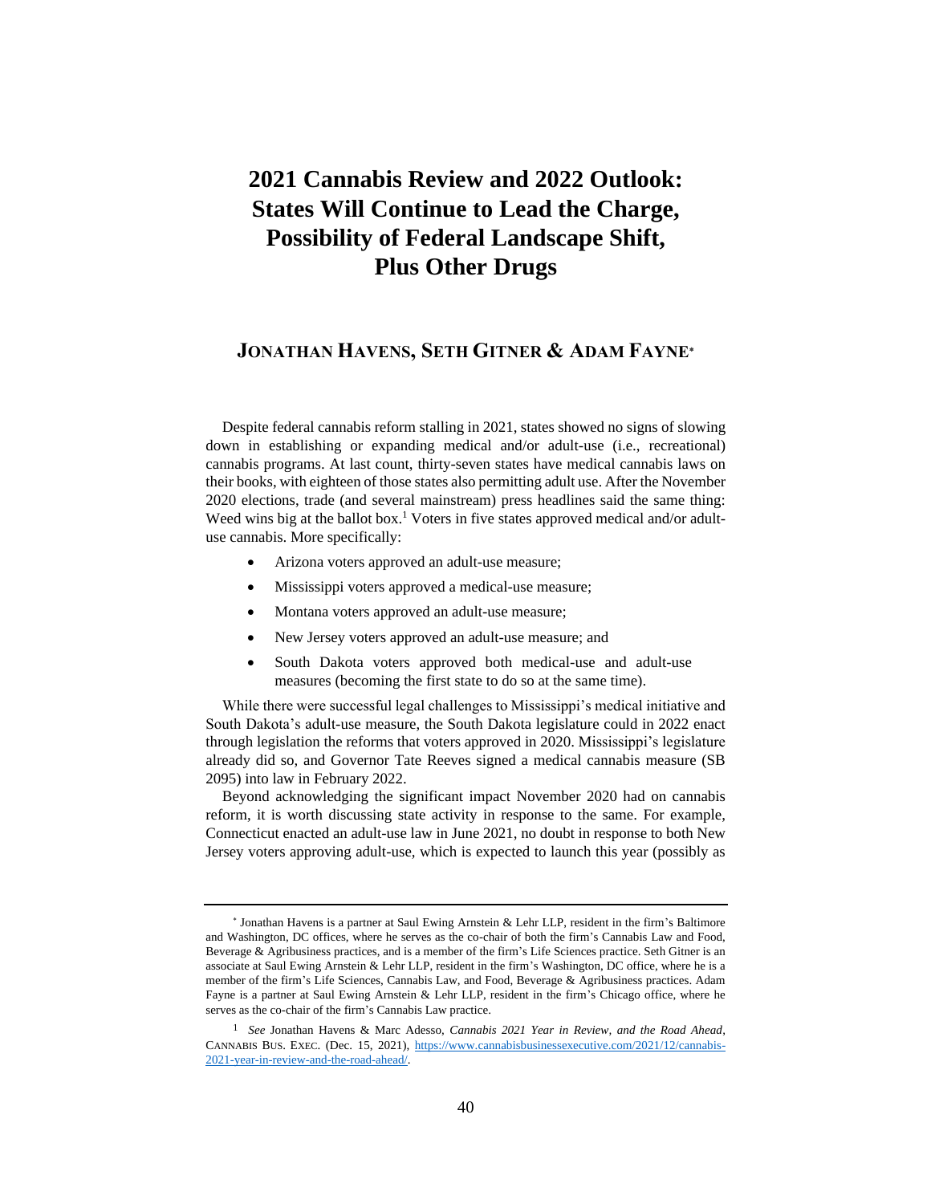# 2021 Cannabis Review and 2022 Outlook: States Will Continue to Lead the Charge, Possibility of Federal Landscape Shift, Plus Other Drugs

## JONATHAN HAVENS, SETH GITNER & ADAM FAYNE*

Despite federal cannabis reform stalling in 2021, states showed no signs of slowing down in establishing or expanding medical and/or adult-use (i.e., recreational) cannabis programs. At last count, thirty-seven states have medical cannabis laws on their books, with eighteen of those states also permitting adult use. After the November 2020 elections, trade (and several mainstream) press headlines said the same thing: Weed wins big at the ballot box.[1] Voters in five states approved medical and/or adult-use cannabis. More specifically:

- Arizona voters approved an adult-use measure;
- Mississippi voters approved a medical-use measure;
- Montana voters approved an adult-use measure;
- New Jersey voters approved an adult-use measure; and
- South Dakota voters approved both medical-use and adult-use measures (becoming the first state to do so at the same time).

While there were successful legal challenges to Mississippi's medical initiative and South Dakota's adult-use measure, the South Dakota legislature could in 2022 enact through legislation the reforms that voters approved in 2020. Mississippi's legislature already did so, and Governor Tate Reeves signed a medical cannabis measure (SB 2095) into law in February 2022.

Beyond acknowledging the significant impact November 2020 had on cannabis reform, it is worth discussing state activity in response to the same. For example, Connecticut enacted an adult-use law in June 2021, no doubt in response to both New Jersey voters approving adult-use, which is expected to launch this year (possibly as

---

\* Jonathan Havens is a partner at Saul Ewing Arnstein & Lehr LLP, resident in the firm's Baltimore and Washington, DC offices, where he serves as the co-chair of both the firm's Cannabis Law and Food, Beverage & Agribusiness practices, and is a member of the firm's Life Sciences practice. Seth Gitner is an associate at Saul Ewing Arnstein & Lehr LLP, resident in the firm's Washington, DC office, where he is a member of the firm's Life Sciences, Cannabis Law, and Food, Beverage & Agribusiness practices. Adam Fayne is a partner at Saul Ewing Arnstein & Lehr LLP, resident in the firm's Chicago office, where he serves as the co-chair of the firm's Cannabis Law practice.

[1] *See* Jonathan Havens & Marc Adesso, *Cannabis 2021 Year in Review, and the Road Ahead*, CANNABIS BUS. EXEC. (Dec. 15, 2021), https://www.cannabisbusinessexecutive.com/2021/12/cannabis-2021-year-in-review-and-the-road-ahead/.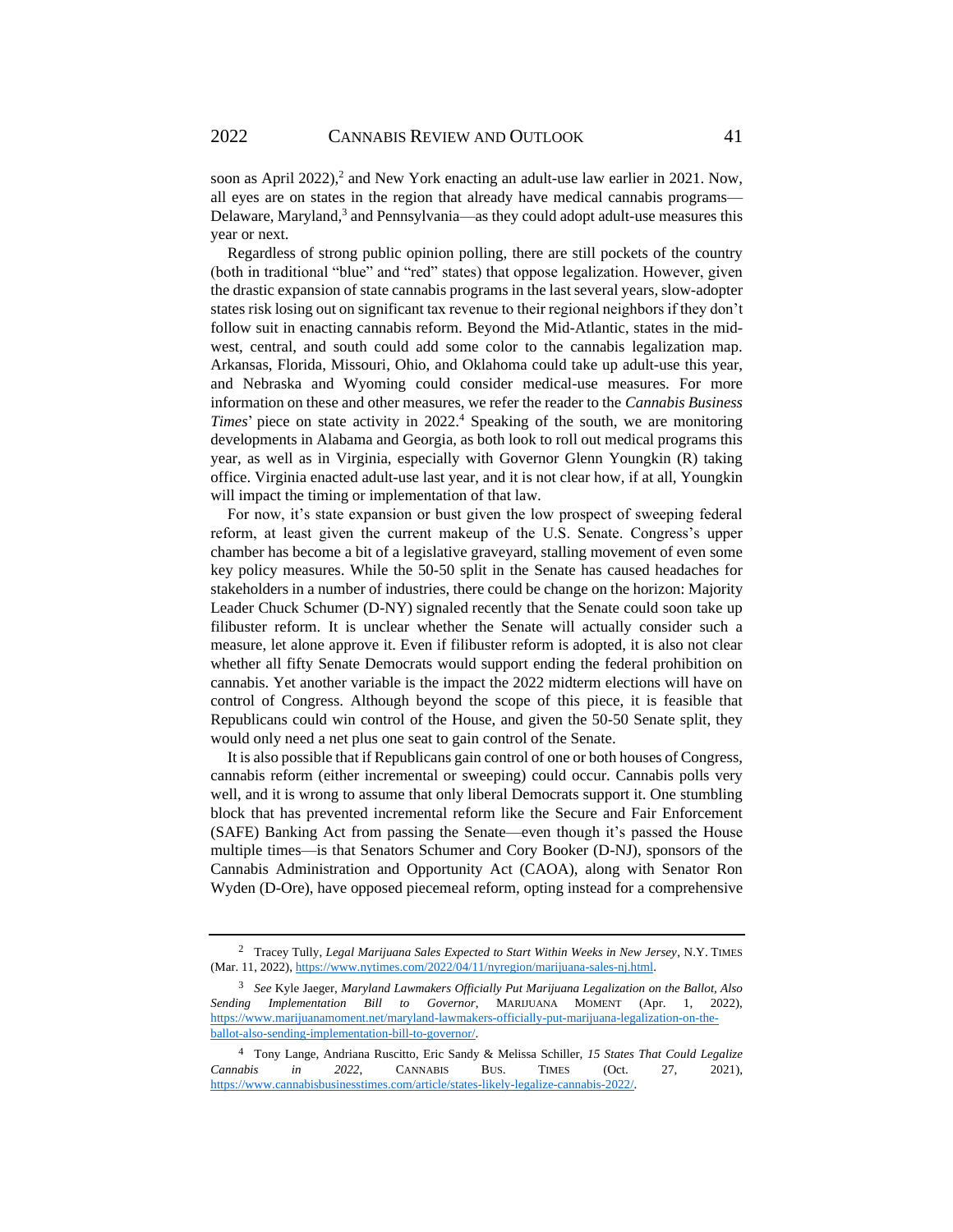soon as April 2022),[2] and New York enacting an adult-use law earlier in 2021. Now, all eyes are on states in the region that already have medical cannabis programs—Delaware, Maryland,[3] and Pennsylvania—as they could adopt adult-use measures this year or next.

Regardless of strong public opinion polling, there are still pockets of the country (both in traditional "blue" and "red" states) that oppose legalization. However, given the drastic expansion of state cannabis programs in the last several years, slow-adopter states risk losing out on significant tax revenue to their regional neighbors if they don't follow suit in enacting cannabis reform. Beyond the Mid-Atlantic, states in the mid-west, central, and south could add some color to the cannabis legalization map. Arkansas, Florida, Missouri, Ohio, and Oklahoma could take up adult-use this year, and Nebraska and Wyoming could consider medical-use measures. For more information on these and other measures, we refer the reader to the *Cannabis Business Times*' piece on state activity in 2022.[4] Speaking of the south, we are monitoring developments in Alabama and Georgia, as both look to roll out medical programs this year, as well as in Virginia, especially with Governor Glenn Youngkin (R) taking office. Virginia enacted adult-use last year, and it is not clear how, if at all, Youngkin will impact the timing or implementation of that law.

For now, it's state expansion or bust given the low prospect of sweeping federal reform, at least given the current makeup of the U.S. Senate. Congress's upper chamber has become a bit of a legislative graveyard, stalling movement of even some key policy measures. While the 50-50 split in the Senate has caused headaches for stakeholders in a number of industries, there could be change on the horizon: Majority Leader Chuck Schumer (D-NY) signaled recently that the Senate could soon take up filibuster reform. It is unclear whether the Senate will actually consider such a measure, let alone approve it. Even if filibuster reform is adopted, it is also not clear whether all fifty Senate Democrats would support ending the federal prohibition on cannabis. Yet another variable is the impact the 2022 midterm elections will have on control of Congress. Although beyond the scope of this piece, it is feasible that Republicans could win control of the House, and given the 50-50 Senate split, they would only need a net plus one seat to gain control of the Senate.

It is also possible that if Republicans gain control of one or both houses of Congress, cannabis reform (either incremental or sweeping) could occur. Cannabis polls very well, and it is wrong to assume that only liberal Democrats support it. One stumbling block that has prevented incremental reform like the Secure and Fair Enforcement (SAFE) Banking Act from passing the Senate—even though it's passed the House multiple times—is that Senators Schumer and Cory Booker (D-NJ), sponsors of the Cannabis Administration and Opportunity Act (CAOA), along with Senator Ron Wyden (D-Ore), have opposed piecemeal reform, opting instead for a comprehensive

---

[2] Tracey Tully, *Legal Marijuana Sales Expected to Start Within Weeks in New Jersey*, N.Y. TIMES (Mar. 11, 2022), https://www.nytimes.com/2022/04/11/nyregion/marijuana-sales-nj.html.

[3] *See* Kyle Jaeger, *Maryland Lawmakers Officially Put Marijuana Legalization on the Ballot, Also Sending Implementation Bill to Governor*, MARIJUANA MOMENT (Apr. 1, 2022), https://www.marijuanamoment.net/maryland-lawmakers-officially-put-marijuana-legalization-on-the-ballot-also-sending-implementation-bill-to-governor/.

[4] Tony Lange, Andriana Ruscitto, Eric Sandy & Melissa Schiller, *15 States That Could Legalize Cannabis in 2022*, CANNABIS BUS. TIMES (Oct. 27, 2021), https://www.cannabisbusinesstimes.com/article/states-likely-legalize-cannabis-2022/.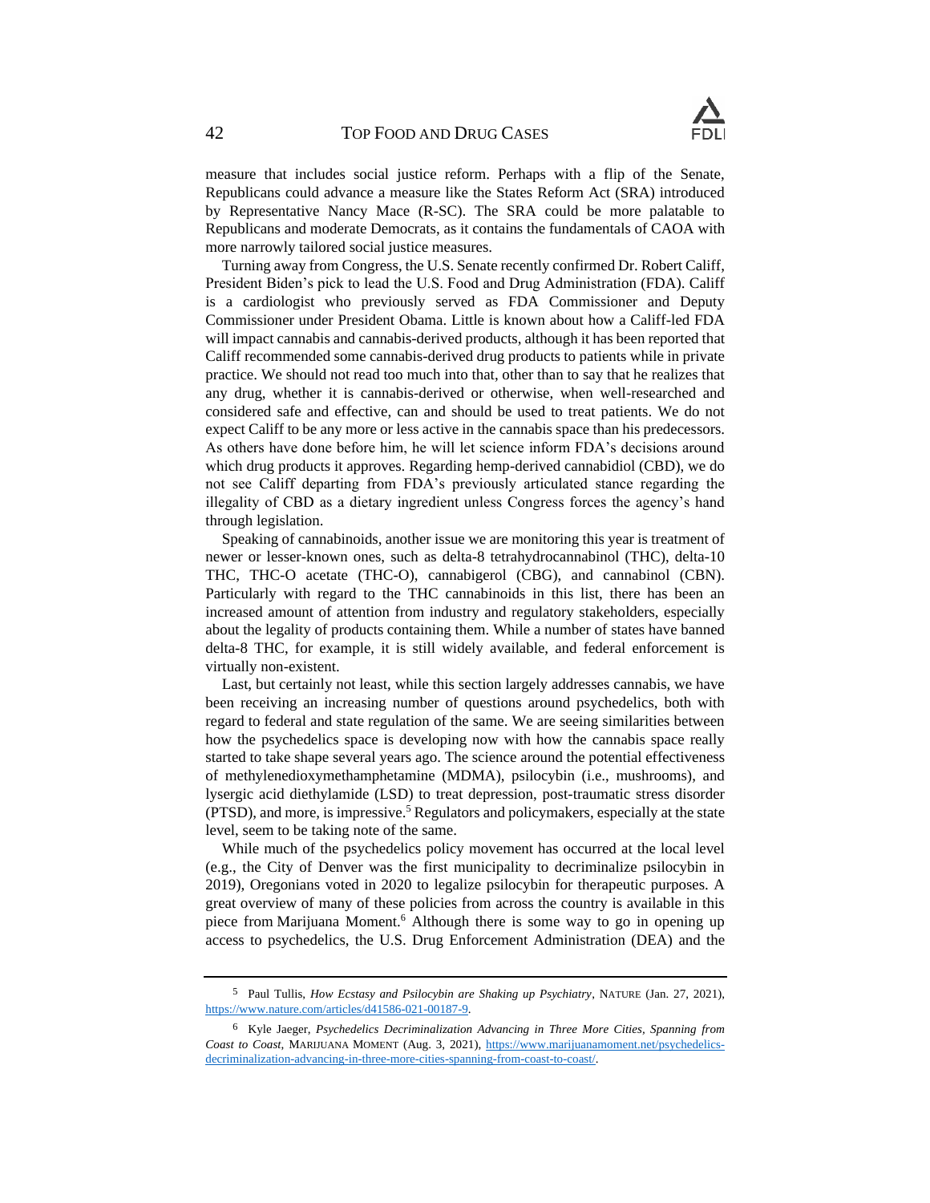measure that includes social justice reform. Perhaps with a flip of the Senate, Republicans could advance a measure like the States Reform Act (SRA) introduced by Representative Nancy Mace (R-SC). The SRA could be more palatable to Republicans and moderate Democrats, as it contains the fundamentals of CAOA with more narrowly tailored social justice measures.

Turning away from Congress, the U.S. Senate recently confirmed Dr. Robert Califf, President Biden's pick to lead the U.S. Food and Drug Administration (FDA). Califf is a cardiologist who previously served as FDA Commissioner and Deputy Commissioner under President Obama. Little is known about how a Califf-led FDA will impact cannabis and cannabis-derived products, although it has been reported that Califf recommended some cannabis-derived drug products to patients while in private practice. We should not read too much into that, other than to say that he realizes that any drug, whether it is cannabis-derived or otherwise, when well-researched and considered safe and effective, can and should be used to treat patients. We do not expect Califf to be any more or less active in the cannabis space than his predecessors. As others have done before him, he will let science inform FDA's decisions around which drug products it approves. Regarding hemp-derived cannabidiol (CBD), we do not see Califf departing from FDA's previously articulated stance regarding the illegality of CBD as a dietary ingredient unless Congress forces the agency's hand through legislation.

Speaking of cannabinoids, another issue we are monitoring this year is treatment of newer or lesser-known ones, such as delta-8 tetrahydrocannabinol (THC), delta-10 THC, THC-O acetate (THC-O), cannabigerol (CBG), and cannabinol (CBN). Particularly with regard to the THC cannabinoids in this list, there has been an increased amount of attention from industry and regulatory stakeholders, especially about the legality of products containing them. While a number of states have banned delta-8 THC, for example, it is still widely available, and federal enforcement is virtually non-existent.

Last, but certainly not least, while this section largely addresses cannabis, we have been receiving an increasing number of questions around psychedelics, both with regard to federal and state regulation of the same. We are seeing similarities between how the psychedelics space is developing now with how the cannabis space really started to take shape several years ago. The science around the potential effectiveness of methylenedioxymethamphetamine (MDMA), psilocybin (i.e., mushrooms), and lysergic acid diethylamide (LSD) to treat depression, post-traumatic stress disorder (PTSD), and more, is impressive.[5] Regulators and policymakers, especially at the state level, seem to be taking note of the same.

While much of the psychedelics policy movement has occurred at the local level (e.g., the City of Denver was the first municipality to decriminalize psilocybin in 2019), Oregonians voted in 2020 to legalize psilocybin for therapeutic purposes. A great overview of many of these policies from across the country is available in this piece from Marijuana Moment.[6] Although there is some way to go in opening up access to psychedelics, the U.S. Drug Enforcement Administration (DEA) and the

---

[5] Paul Tullis, *How Ecstasy and Psilocybin are Shaking up Psychiatry*, NATURE (Jan. 27, 2021), https://www.nature.com/articles/d41586-021-00187-9.

[6] Kyle Jaeger, *Psychedelics Decriminalization Advancing in Three More Cities, Spanning from Coast to Coast*, MARIJUANA MOMENT (Aug. 3, 2021), https://www.marijuanamoment.net/psychedelics-decriminalization-advancing-in-three-more-cities-spanning-from-coast-to-coast/.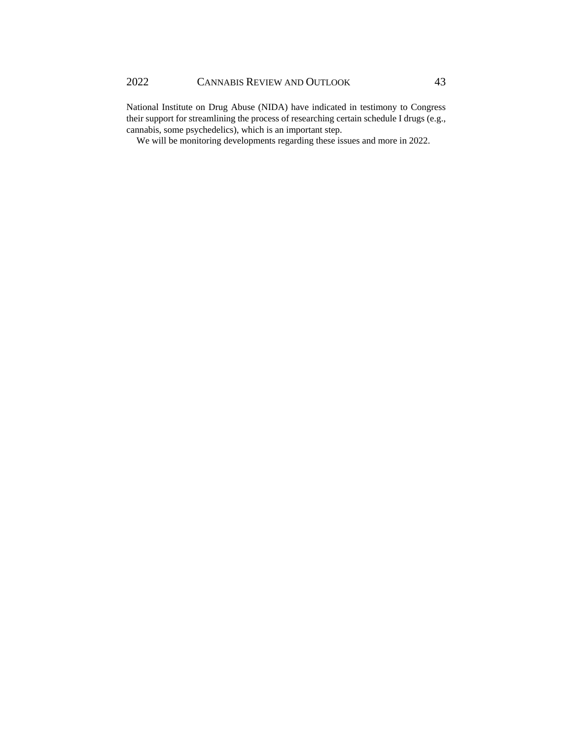National Institute on Drug Abuse (NIDA) have indicated in testimony to Congress their support for streamlining the process of researching certain schedule I drugs (e.g., cannabis, some psychedelics), which is an important step.

We will be monitoring developments regarding these issues and more in 2022.